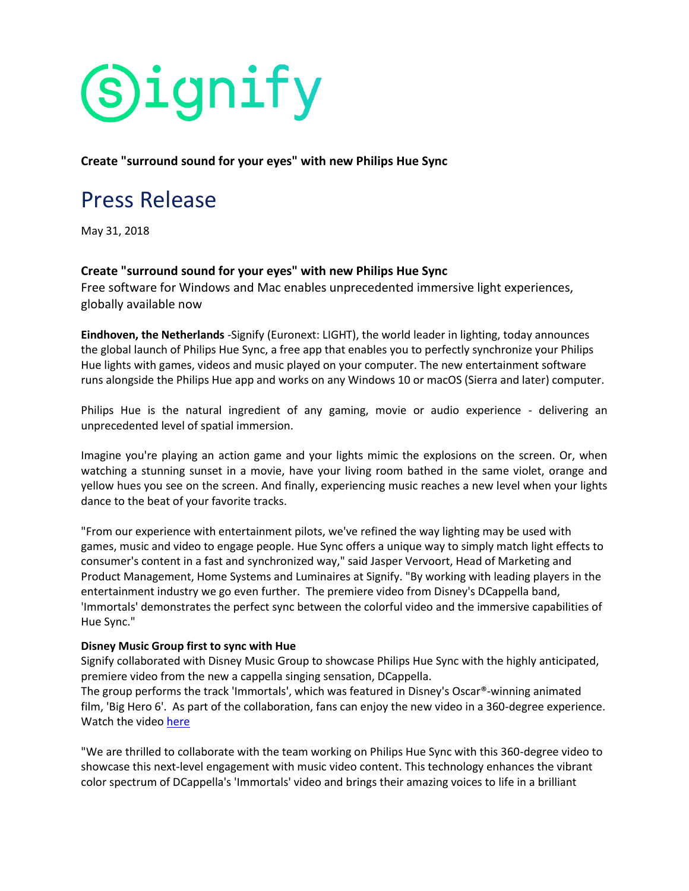**Create "surround sound for your eyes" with new Philips Hue Sync**

# Press Release

May 31, 2018

**Create "surround sound for your eyes" with new Philips Hue Sync**

Free software for Windows and Mac enables unprecedented immersive light experiences, globally available now

**Eindhoven, the Netherlands** -Signify (Euronext: LIGHT), the world leader in lighting, today announces the global launch of Philips Hue Sync, a free app that enables you to perfectly synchronize your Philips Hue lights with games, videos and music played on your computer. The new entertainment software runs alongside the Philips Hue app and works on any Windows 10 or macOS (Sierra and later) computer.

Philips Hue is the natural ingredient of any gaming, movie or audio experience - delivering an unprecedented level of spatial immersion.

Imagine you're playing an action game and your lights mimic the explosions on the screen. Or, when watching a stunning sunset in a movie, have your living room bathed in the same violet, orange and yellow hues you see on the screen. And finally, experiencing music reaches a new level when your lights dance to the beat of your favorite tracks.

"From our experience with entertainment pilots, we've refined the way lighting may be used with games, music and video to engage people. Hue Sync offers a unique way to simply match light effects to consumer's content in a fast and synchronized way," said Jasper Vervoort, Head of Marketing and Product Management, Home Systems and Luminaires at Signify. "By working with leading players in the entertainment industry we go even further. The premiere video from Disney's DCappella band, 'Immortals' demonstrates the perfect sync between the colorful video and the immersive capabilities of Hue Sync."

**Disney Music Group first to sync with Hue**

Signify collaborated with Disney Music Group to showcase Philips Hue Sync with the highly anticipated, premiere video from the new a cappella singing sensation, DCappella.
The group performs the track 'Immortals', which was featured in Disney's Oscar®-winning animated film, 'Big Hero 6'. As part of the collaboration, fans can enjoy the new video in a 360-degree experience. Watch the video here

"We are thrilled to collaborate with the team working on Philips Hue Sync with this 360-degree video to showcase this next-level engagement with music video content. This technology enhances the vibrant color spectrum of DCappella's 'Immortals' video and brings their amazing voices to life in a brilliant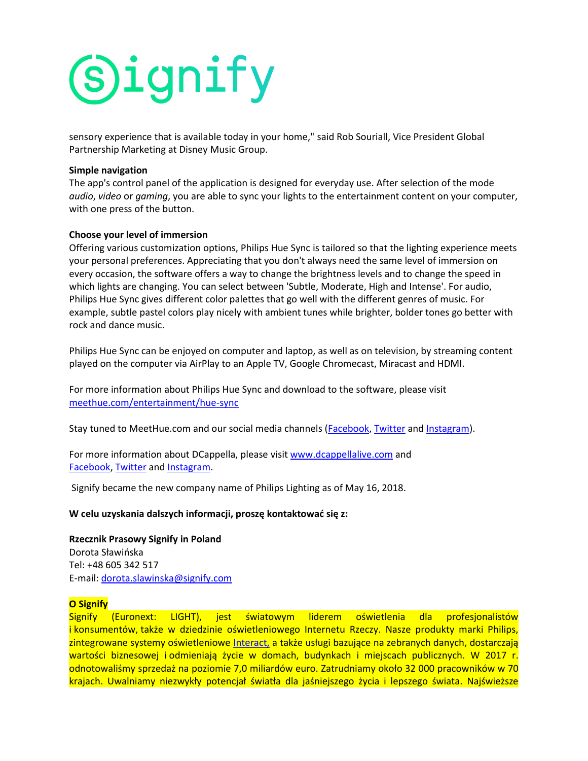sensory experience that is available today in your home," said Rob Souriall, Vice President Global Partnership Marketing at Disney Music Group.

**Simple navigation**

The app's control panel of the application is designed for everyday use. After selection of the mode *audio*, *video* or *gaming*, you are able to sync your lights to the entertainment content on your computer, with one press of the button.

**Choose your level of immersion**

Offering various customization options, Philips Hue Sync is tailored so that the lighting experience meets your personal preferences. Appreciating that you don't always need the same level of immersion on every occasion, the software offers a way to change the brightness levels and to change the speed in which lights are changing. You can select between 'Subtle, Moderate, High and Intense'. For audio, Philips Hue Sync gives different color palettes that go well with the different genres of music. For example, subtle pastel colors play nicely with ambient tunes while brighter, bolder tones go better with rock and dance music.

Philips Hue Sync can be enjoyed on computer and laptop, as well as on television, by streaming content played on the computer via AirPlay to an Apple TV, Google Chromecast, Miracast and HDMI.

For more information about Philips Hue Sync and download to the software, please visit [meethue.com/entertainment/hue-sync](meethue.com/entertainment/hue-sync)

Stay tuned to MeetHue.com and our social media channels (Facebook, Twitter and Instagram).

For more information about DCappella, please visit [www.dcappellalive.com](www.dcappellalive.com) and Facebook, Twitter and Instagram.

Signify became the new company name of Philips Lighting as of May 16, 2018.

**W celu uzyskania dalszych informacji, proszę kontaktować się z:**

**Rzecznik Prasowy Signify in Poland**
Dorota Sławińska
Tel: +48 605 342 517
E-mail: dorota.slawinska@signify.com

**O Signify**

Signify (Euronext: LIGHT), jest światowym liderem oświetlenia dla profesjonalistów i konsumentów, także w dziedzinie oświetleniowego Internetu Rzeczy. Nasze produkty marki Philips, zintegrowane systemy oświetleniowe Interact, a także usługi bazujące na zebranych danych, dostarczają wartości biznesowej i odmieniają życie w domach, budynkach i miejscach publicznych. W 2017 r. odnotowaliśmy sprzedaż na poziomie 7,0 miliardów euro. Zatrudniamy około 32 000 pracowników w 70 krajach. Uwalniamy niezwykły potencjał światła dla jaśniejszego życia i lepszego świata. Najświeższe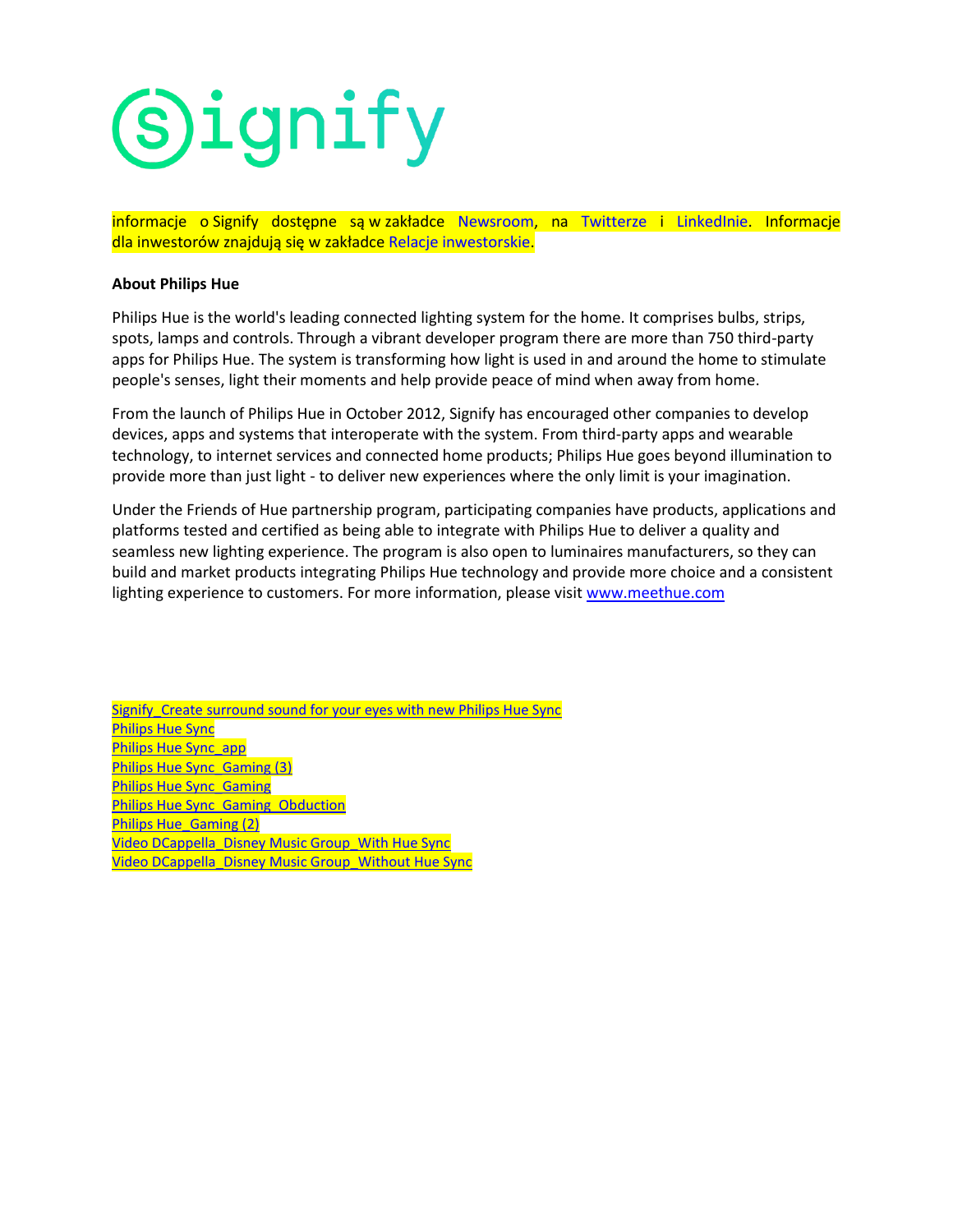informacje o Signify dostępne są w zakładce Newsroom, na Twitterze i LinkedInie. Informacje dla inwestorów znajdują się w zakładce Relacje inwestorskie.

**About Philips Hue**

Philips Hue is the world's leading connected lighting system for the home. It comprises bulbs, strips, spots, lamps and controls. Through a vibrant developer program there are more than 750 third-party apps for Philips Hue. The system is transforming how light is used in and around the home to stimulate people's senses, light their moments and help provide peace of mind when away from home.

From the launch of Philips Hue in October 2012, Signify has encouraged other companies to develop devices, apps and systems that interoperate with the system. From third-party apps and wearable technology, to internet services and connected home products; Philips Hue goes beyond illumination to provide more than just light - to deliver new experiences where the only limit is your imagination.

Under the Friends of Hue partnership program, participating companies have products, applications and platforms tested and certified as being able to integrate with Philips Hue to deliver a quality and seamless new lighting experience. The program is also open to luminaires manufacturers, so they can build and market products integrating Philips Hue technology and provide more choice and a consistent lighting experience to customers. For more information, please visit www.meethue.com

Signify_Create surround sound for your eyes with new Philips Hue Sync
Philips Hue Sync
Philips Hue Sync_app
Philips Hue Sync_Gaming (3)
Philips Hue Sync_Gaming
Philips Hue Sync_Gaming_Obduction
Philips Hue_Gaming (2)
Video DCappella_Disney Music Group_With Hue Sync
Video DCappella_Disney Music Group_Without Hue Sync